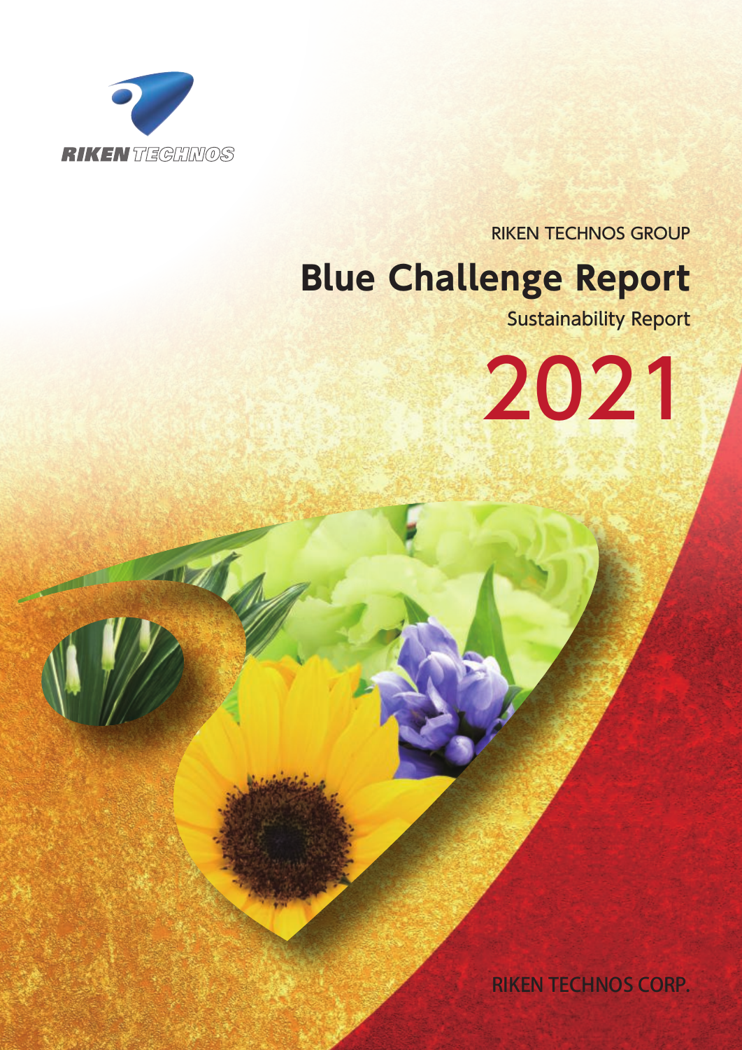RIKEN TECHNOS

RIKEN TECHNOS GROUP

# Blue Challenge Report

Sustainability Report

2021

RIKEN TECHNOS CORP.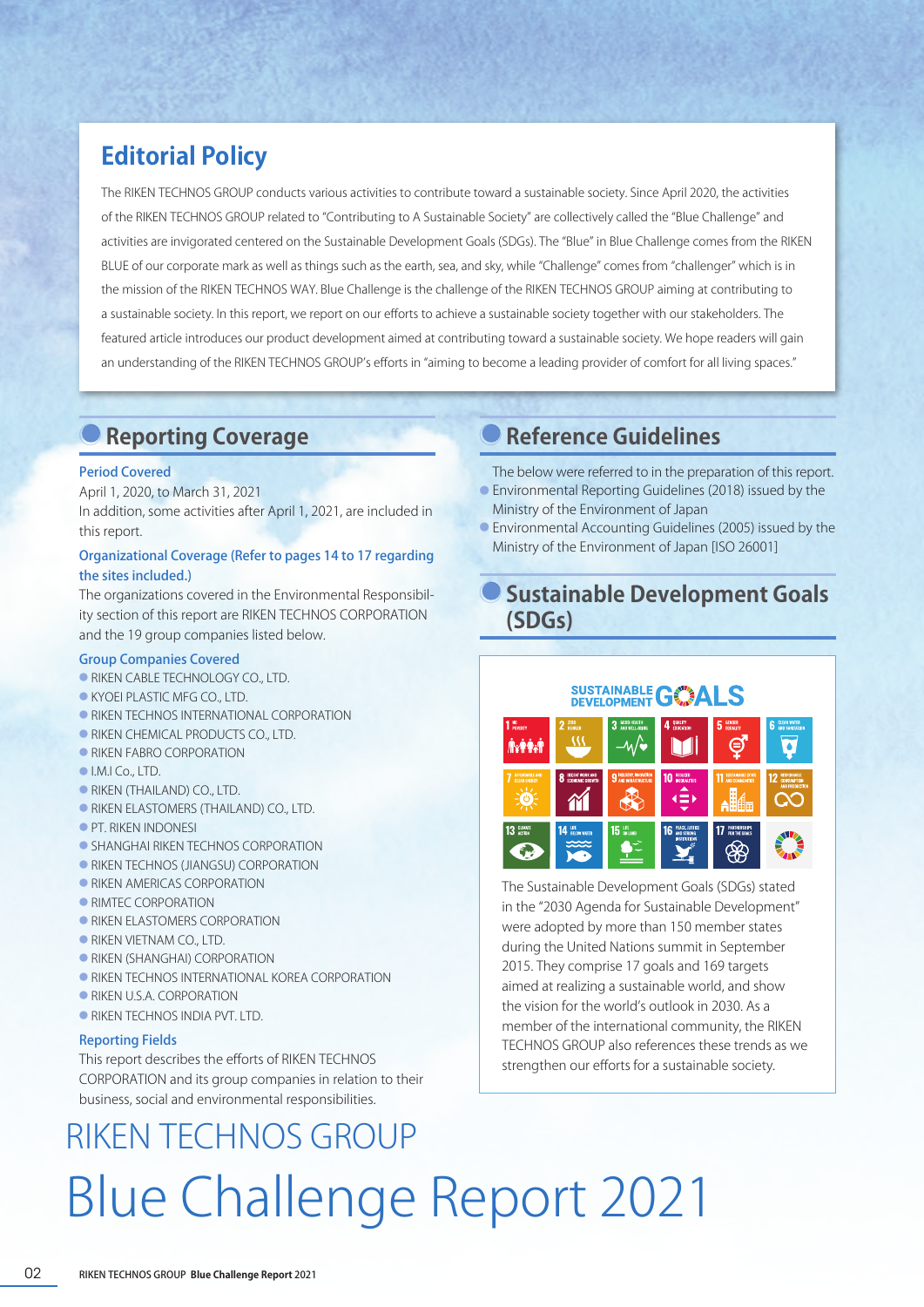# Editorial Policy

The RIKEN TECHNOS GROUP conducts various activities to contribute toward a sustainable society. Since April 2020, the activities of the RIKEN TECHNOS GROUP related to "Contributing to A Sustainable Society" are collectively called the "Blue Challenge" and activities are invigorated centered on the Sustainable Development Goals (SDGs). The "Blue" in Blue Challenge comes from the RIKEN BLUE of our corporate mark as well as things such as the earth, sea, and sky, while "Challenge" comes from "challenger" which is in the mission of the RIKEN TECHNOS WAY. Blue Challenge is the challenge of the RIKEN TECHNOS GROUP aiming at contributing to a sustainable society. In this report, we report on our efforts to achieve a sustainable society together with our stakeholders. The featured article introduces our product development aimed at contributing toward a sustainable society. We hope readers will gain an understanding of the RIKEN TECHNOS GROUP's efforts in "aiming to become a leading provider of comfort for all living spaces."

## Reporting Coverage

### Period Covered

April 1, 2020, to March 31, 2021
In addition, some activities after April 1, 2021, are included in this report.

### Organizational Coverage (Refer to pages 14 to 17 regarding the sites included.)

The organizations covered in the Environmental Responsibility section of this report are RIKEN TECHNOS CORPORATION and the 19 group companies listed below.

### Group Companies Covered

- RIKEN CABLE TECHNOLOGY CO., LTD.
- KYOEI PLASTIC MFG CO., LTD.
- RIKEN TECHNOS INTERNATIONAL CORPORATION
- RIKEN CHEMICAL PRODUCTS CO., LTD.
- RIKEN FABRO CORPORATION
- I.M.I Co., LTD.
- RIKEN (THAILAND) CO., LTD.
- RIKEN ELASTOMERS (THAILAND) CO., LTD.
- PT. RIKEN INDONESI
- SHANGHAI RIKEN TECHNOS CORPORATION
- RIKEN TECHNOS (JIANGSU) CORPORATION
- RIKEN AMERICAS CORPORATION
- RIMTEC CORPORATION
- RIKEN ELASTOMERS CORPORATION
- RIKEN VIETNAM CO., LTD.
- RIKEN (SHANGHAI) CORPORATION
- RIKEN TECHNOS INTERNATIONAL KOREA CORPORATION
- RIKEN U.S.A. CORPORATION
- RIKEN TECHNOS INDIA PVT. LTD.

### Reporting Fields

This report describes the efforts of RIKEN TECHNOS CORPORATION and its group companies in relation to their business, social and environmental responsibilities.

## Reference Guidelines

The below were referred to in the preparation of this report.

- Environmental Reporting Guidelines (2018) issued by the Ministry of the Environment of Japan
- Environmental Accounting Guidelines (2005) issued by the Ministry of the Environment of Japan [ISO 26001]

## Sustainable Development Goals (SDGs)

SUSTAINABLE DEVELOPMENT GOALS

The Sustainable Development Goals (SDGs) stated in the "2030 Agenda for Sustainable Development" were adopted by more than 150 member states during the United Nations summit in September 2015. They comprise 17 goals and 169 targets aimed at realizing a sustainable world, and show the vision for the world's outlook in 2030. As a member of the international community, the RIKEN TECHNOS GROUP also references these trends as we strengthen our efforts for a sustainable society.

# RIKEN TECHNOS GROUP

# Blue Challenge Report 2021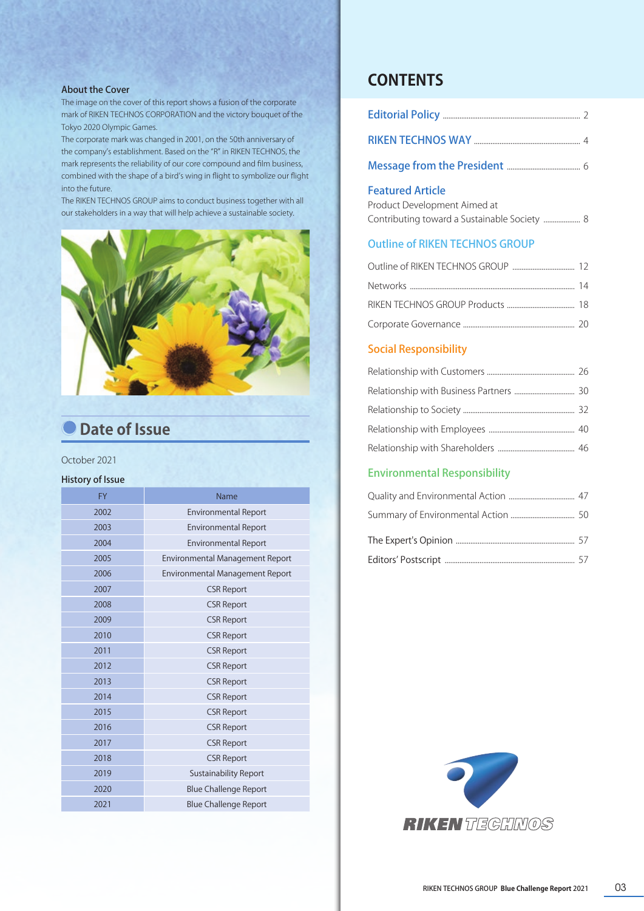### About the Cover

The image on the cover of this report shows a fusion of the corporate mark of RIKEN TECHNOS CORPORATION and the victory bouquet of the Tokyo 2020 Olympic Games.

The corporate mark was changed in 2001, on the 50th anniversary of the company's establishment. Based on the "R" in RIKEN TECHNOS, the mark represents the reliability of our core compound and film business, combined with the shape of a bird's wing in flight to symbolize our flight into the future.

The RIKEN TECHNOS GROUP aims to conduct business together with all our stakeholders in a way that will help achieve a sustainable society.

## Date of Issue

October 2021

### History of Issue

| FY | Name |
|---|---|
| 2002 | Environmental Report |
| 2003 | Environmental Report |
| 2004 | Environmental Report |
| 2005 | Environmental Management Report |
| 2006 | Environmental Management Report |
| 2007 | CSR Report |
| 2008 | CSR Report |
| 2009 | CSR Report |
| 2010 | CSR Report |
| 2011 | CSR Report |
| 2012 | CSR Report |
| 2013 | CSR Report |
| 2014 | CSR Report |
| 2015 | CSR Report |
| 2016 | CSR Report |
| 2017 | CSR Report |
| 2018 | CSR Report |
| 2019 | Sustainability Report |
| 2020 | Blue Challenge Report |
| 2021 | Blue Challenge Report |

# CONTENTS

**Editorial Policy** ........ 2

**RIKEN TECHNOS WAY** ........ 4

**Message from the President** ........ 6

**Featured Article**
Product Development Aimed at Contributing toward a Sustainable Society ........ 8

**Outline of RIKEN TECHNOS GROUP**

- Outline of RIKEN TECHNOS GROUP ........ 12
- Networks ........ 14
- RIKEN TECHNOS GROUP Products ........ 18
- Corporate Governance ........ 20

**Social Responsibility**

- Relationship with Customers ........ 26
- Relationship with Business Partners ........ 30
- Relationship to Society ........ 32
- Relationship with Employees ........ 40
- Relationship with Shareholders ........ 46

**Environmental Responsibility**

- Quality and Environmental Action ........ 47
- Summary of Environmental Action ........ 50

The Expert's Opinion ........ 57

Editors' Postscript ........ 57

RIKEN TECHNOS